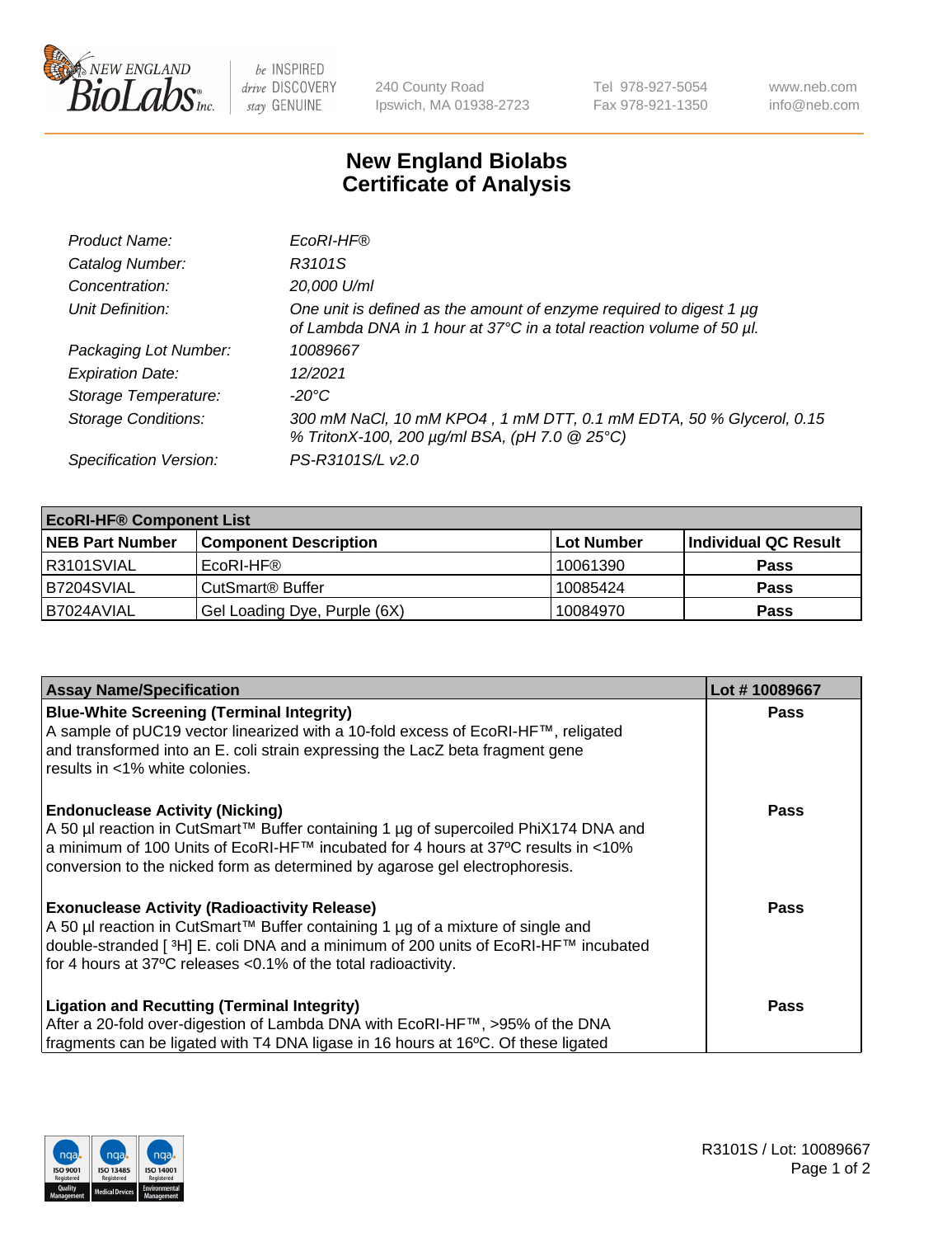240 County Road
Ipswich, MA 01938-2723

Tel 978-927-5054
Fax 978-921-1350

www.neb.com
info@neb.com

# New England Biolabs
# Certificate of Analysis

| | |
|---|---|
| *Product Name:* | *EcoRI-HF®* |
| *Catalog Number:* | *R3101S* |
| *Concentration:* | *20,000 U/ml* |
| *Unit Definition:* | *One unit is defined as the amount of enzyme required to digest 1 µg of Lambda DNA in 1 hour at 37°C in a total reaction volume of 50 µl.* |
| *Packaging Lot Number:* | *10089667* |
| *Expiration Date:* | *12/2021* |
| *Storage Temperature:* | *-20°C* |
| *Storage Conditions:* | *300 mM NaCl, 10 mM KPO4 , 1 mM DTT, 0.1 mM EDTA, 50 % Glycerol, 0.15 % TritonX-100, 200 µg/ml BSA, (pH 7.0 @ 25°C)* |
| *Specification Version:* | *PS-R3101S/L v2.0* |

| **EcoRI-HF® Component List** | | | |
|---|---|---|---|
| **NEB Part Number** | **Component Description** | **Lot Number** | **Individual QC Result** |
| R3101SVIAL | EcoRI-HF® | 10061390 | **Pass** |
| B7204SVIAL | CutSmart® Buffer | 10085424 | **Pass** |
| B7024AVIAL | Gel Loading Dye, Purple (6X) | 10084970 | **Pass** |

| **Assay Name/Specification** | **Lot # 10089667** |
|---|---|
| **Blue-White Screening (Terminal Integrity)**<br>A sample of pUC19 vector linearized with a 10-fold excess of EcoRI-HF™, religated and transformed into an E. coli strain expressing the LacZ beta fragment gene results in <1% white colonies. | **Pass** |
| **Endonuclease Activity (Nicking)**<br>A 50 µl reaction in CutSmart™ Buffer containing 1 µg of supercoiled PhiX174 DNA and a minimum of 100 Units of EcoRI-HF™ incubated for 4 hours at 37ºC results in <10% conversion to the nicked form as determined by agarose gel electrophoresis. | **Pass** |
| **Exonuclease Activity (Radioactivity Release)**<br>A 50 µl reaction in CutSmart™ Buffer containing 1 µg of a mixture of single and double-stranded [ $^3$H] E. coli DNA and a minimum of 200 units of EcoRI-HF™ incubated for 4 hours at 37ºC releases <0.1% of the total radioactivity. | **Pass** |
| **Ligation and Recutting (Terminal Integrity)**<br>After a 20-fold over-digestion of Lambda DNA with EcoRI-HF™, >95% of the DNA fragments can be ligated with T4 DNA ligase in 16 hours at 16ºC. Of these ligated | **Pass** |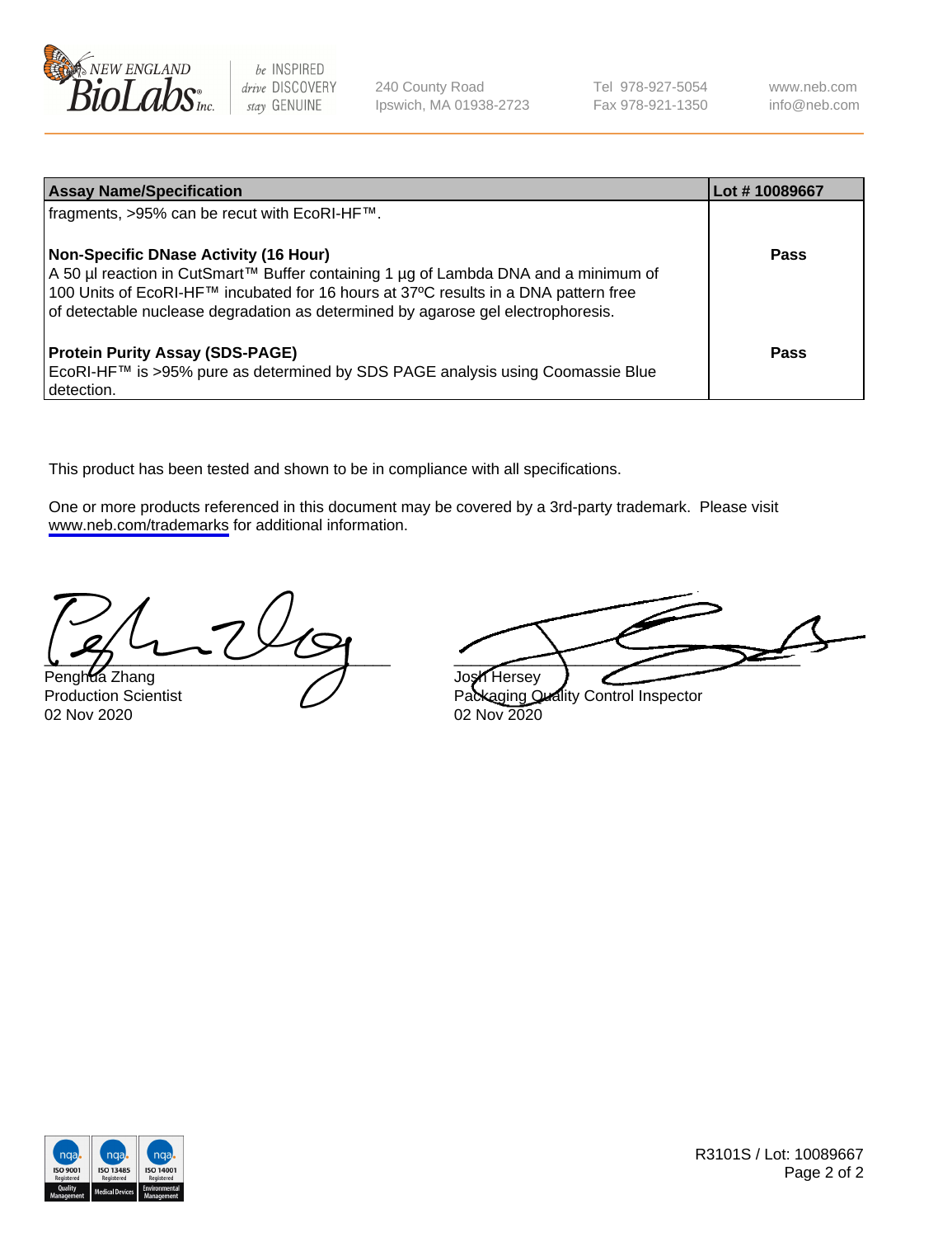| Assay Name/Specification | Lot # 10089667 |
|---|---|
| fragments, >95% can be recut with EcoRI-HF™. | |
| **Non-Specific DNase Activity (16 Hour)**<br>A 50 µl reaction in CutSmart™ Buffer containing 1 µg of Lambda DNA and a minimum of 100 Units of EcoRI-HF™ incubated for 16 hours at 37ºC results in a DNA pattern free of detectable nuclease degradation as determined by agarose gel electrophoresis. | **Pass** |
| **Protein Purity Assay (SDS-PAGE)**<br>EcoRI-HF™ is >95% pure as determined by SDS PAGE analysis using Coomassie Blue detection. | **Pass** |

This product has been tested and shown to be in compliance with all specifications.

One or more products referenced in this document may be covered by a 3rd-party trademark. Please visit www.neb.com/trademarks for additional information.

Penghua Zhang
Production Scientist
02 Nov 2020

Josh Hersey
Packaging Quality Control Inspector
02 Nov 2020

R3101S / Lot: 10089667